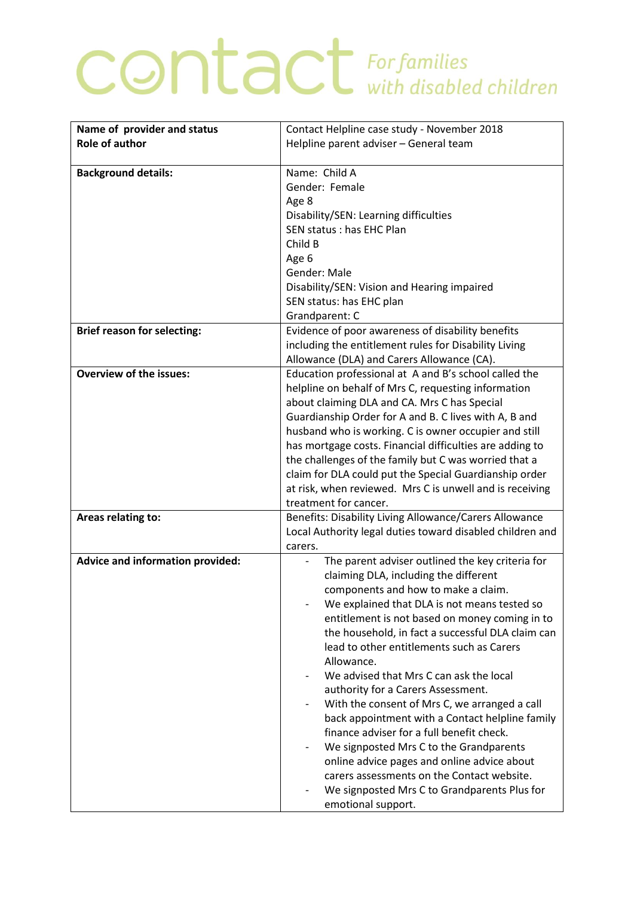# contact *For families with disabled children*

| Name of provider and status<br>Role of author | Contact Helpline case study - November 2018<br>Helpline parent adviser – General team |
|---|---|
| **Background details:** | Name: Child A<br>Gender: Female<br>Age 8<br>Disability/SEN: Learning difficulties<br>SEN status : has EHC Plan<br>Child B<br>Age 6<br>Gender: Male<br>Disability/SEN: Vision and Hearing impaired<br>SEN status: has EHC plan<br>Grandparent: C |
| **Brief reason for selecting:** | Evidence of poor awareness of disability benefits including the entitlement rules for Disability Living Allowance (DLA) and Carers Allowance (CA). |
| **Overview of the issues:** | Education professional at A and B's school called the helpline on behalf of Mrs C, requesting information about claiming DLA and CA. Mrs C has Special Guardianship Order for A and B. C lives with A, B and husband who is working. C is owner occupier and still has mortgage costs. Financial difficulties are adding to the challenges of the family but C was worried that a claim for DLA could put the Special Guardianship order at risk, when reviewed. Mrs C is unwell and is receiving treatment for cancer. |
| **Areas relating to:** | Benefits: Disability Living Allowance/Carers Allowance<br>Local Authority legal duties toward disabled children and carers. |
| **Advice and information provided:** | - The parent adviser outlined the key criteria for claiming DLA, including the different components and how to make a claim.<br>- We explained that DLA is not means tested so entitlement is not based on money coming in to the household, in fact a successful DLA claim can lead to other entitlements such as Carers Allowance.<br>- We advised that Mrs C can ask the local authority for a Carers Assessment.<br>- With the consent of Mrs C, we arranged a call back appointment with a Contact helpline family finance adviser for a full benefit check.<br>- We signposted Mrs C to the Grandparents online advice pages and online advice about carers assessments on the Contact website.<br>- We signposted Mrs C to Grandparents Plus for emotional support. |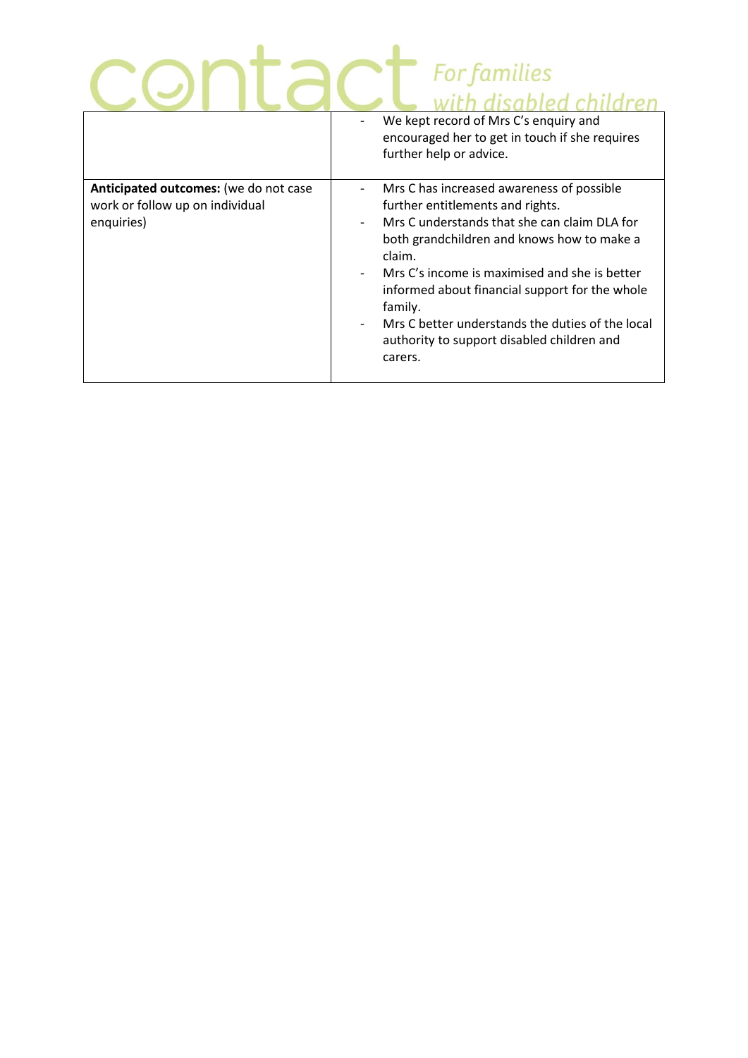| | |
|---|---|
| | - We kept record of Mrs C's enquiry and encouraged her to get in touch if she requires further help or advice. |
| **Anticipated outcomes:** (we do not case work or follow up on individual enquiries) | - Mrs C has increased awareness of possible further entitlements and rights.<br>- Mrs C understands that she can claim DLA for both grandchildren and knows how to make a claim.<br>- Mrs C's income is maximised and she is better informed about financial support for the whole family.<br>- Mrs C better understands the duties of the local authority to support disabled children and carers. |